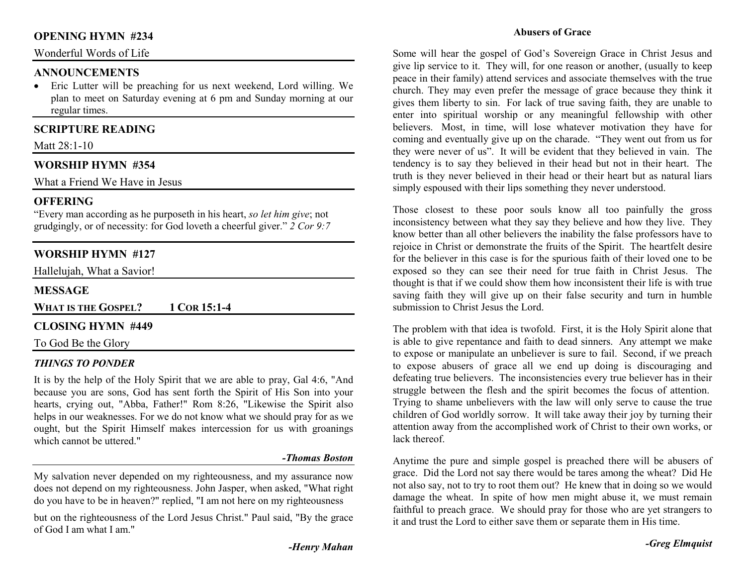## OPENING HYMN #234

Wonderful Words of Life

## ANNOUNCEMENTS

- Eric Lutter will be preaching for us next weekend, Lord willing. We plan to meet on Saturday evening at 6 pm and Sunday morning at our regular times.

## SCRIPTURE READING

Matt 28:1-10

## WORSHIP HYMN #354

What a Friend We Have in Jesus

## OFFERING

"Every man according as he purposeth in his heart, *so let him give*; not grudgingly, or of necessity: for God loveth a cheerful giver." *2 Cor 9:7*

## WORSHIP HYMN #127

Hallelujah, What a Savior!

## MESSAGE

**WHAT IS THE GOSPEL? 1 COR 15:1-4**

## CLOSING HYMN #449

To God Be the Glory

### *THINGS TO PONDER*

It is by the help of the Holy Spirit that we are able to pray, Gal 4:6, "And because you are sons, God has sent forth the Spirit of His Son into your hearts, crying out, "Abba, Father!" Rom 8:26, "Likewise the Spirit also helps in our weaknesses. For we do not know what we should pray for as we ought, but the Spirit Himself makes intercession for us with groanings which cannot be uttered."

***-Thomas Boston***

My salvation never depended on my righteousness, and my assurance now does not depend on my righteousness. John Jasper, when asked, "What right do you have to be in heaven?" replied, "I am not here on my righteousness but on the righteousness of the Lord Jesus Christ." Paul said, "By the grace of God I am what I am."

***-Henry Mahan***

### Abusers of Grace

Some will hear the gospel of God's Sovereign Grace in Christ Jesus and give lip service to it. They will, for one reason or another, (usually to keep peace in their family) attend services and associate themselves with the true church. They may even prefer the message of grace because they think it gives them liberty to sin. For lack of true saving faith, they are unable to enter into spiritual worship or any meaningful fellowship with other believers. Most, in time, will lose whatever motivation they have for coming and eventually give up on the charade. "They went out from us for they were never of us". It will be evident that they believed in vain. The tendency is to say they believed in their head but not in their heart. The truth is they never believed in their head or their heart but as natural liars simply espoused with their lips something they never understood.

Those closest to these poor souls know all too painfully the gross inconsistency between what they say they believe and how they live. They know better than all other believers the inability the false professors have to rejoice in Christ or demonstrate the fruits of the Spirit. The heartfelt desire for the believer in this case is for the spurious faith of their loved one to be exposed so they can see their need for true faith in Christ Jesus. The thought is that if we could show them how inconsistent their life is with true saving faith they will give up on their false security and turn in humble submission to Christ Jesus the Lord.

The problem with that idea is twofold. First, it is the Holy Spirit alone that is able to give repentance and faith to dead sinners. Any attempt we make to expose or manipulate an unbeliever is sure to fail. Second, if we preach to expose abusers of grace all we end up doing is discouraging and defeating true believers. The inconsistencies every true believer has in their struggle between the flesh and the spirit becomes the focus of attention. Trying to shame unbelievers with the law will only serve to cause the true children of God worldly sorrow. It will take away their joy by turning their attention away from the accomplished work of Christ to their own works, or lack thereof.

Anytime the pure and simple gospel is preached there will be abusers of grace. Did the Lord not say there would be tares among the wheat? Did He not also say, not to try to root them out? He knew that in doing so we would damage the wheat. In spite of how men might abuse it, we must remain faithful to preach grace. We should pray for those who are yet strangers to it and trust the Lord to either save them or separate them in His time.

***-Greg Elmquist***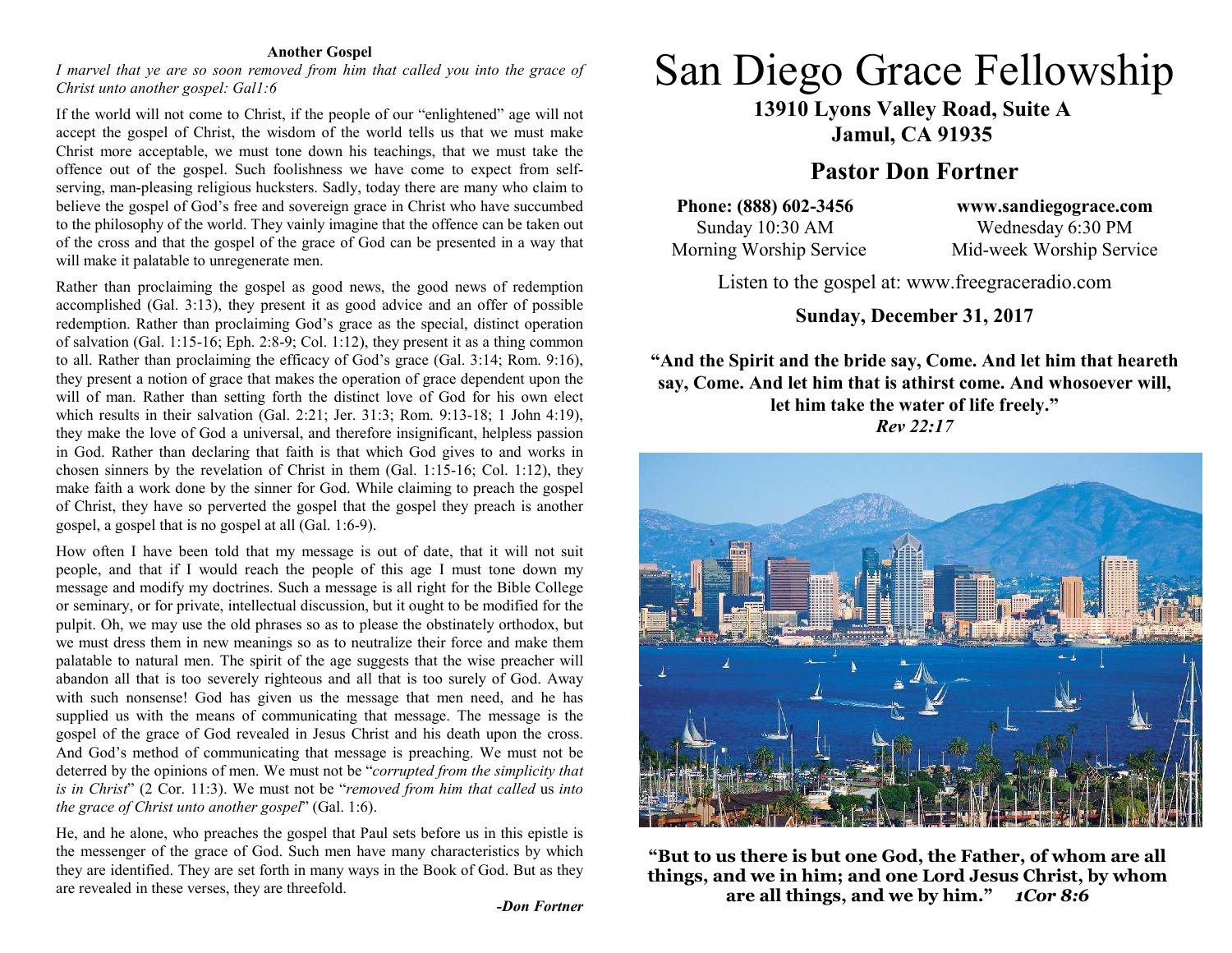## Another Gospel

*I marvel that ye are so soon removed from him that called you into the grace of Christ unto another gospel: Gal1:6*

If the world will not come to Christ, if the people of our "enlightened" age will not accept the gospel of Christ, the wisdom of the world tells us that we must make Christ more acceptable, we must tone down his teachings, that we must take the offence out of the gospel. Such foolishness we have come to expect from self-serving, man-pleasing religious hucksters. Sadly, today there are many who claim to believe the gospel of God's free and sovereign grace in Christ who have succumbed to the philosophy of the world. They vainly imagine that the offence can be taken out of the cross and that the gospel of the grace of God can be presented in a way that will make it palatable to unregenerate men.

Rather than proclaiming the gospel as good news, the good news of redemption accomplished (Gal. 3:13), they present it as good advice and an offer of possible redemption. Rather than proclaiming God's grace as the special, distinct operation of salvation (Gal. 1:15-16; Eph. 2:8-9; Col. 1:12), they present it as a thing common to all. Rather than proclaiming the efficacy of God's grace (Gal. 3:14; Rom. 9:16), they present a notion of grace that makes the operation of grace dependent upon the will of man. Rather than setting forth the distinct love of God for his own elect which results in their salvation (Gal. 2:21; Jer. 31:3; Rom. 9:13-18; 1 John 4:19), they make the love of God a universal, and therefore insignificant, helpless passion in God. Rather than declaring that faith is that which God gives to and works in chosen sinners by the revelation of Christ in them (Gal. 1:15-16; Col. 1:12), they make faith a work done by the sinner for God. While claiming to preach the gospel of Christ, they have so perverted the gospel that the gospel they preach is another gospel, a gospel that is no gospel at all (Gal. 1:6-9).

How often I have been told that my message is out of date, that it will not suit people, and that if I would reach the people of this age I must tone down my message and modify my doctrines. Such a message is all right for the Bible College or seminary, or for private, intellectual discussion, but it ought to be modified for the pulpit. Oh, we may use the old phrases so as to please the obstinately orthodox, but we must dress them in new meanings so as to neutralize their force and make them palatable to natural men. The spirit of the age suggests that the wise preacher will abandon all that is too severely righteous and all that is too surely of God. Away with such nonsense! God has given us the message that men need, and he has supplied us with the means of communicating that message. The message is the gospel of the grace of God revealed in Jesus Christ and his death upon the cross. And God's method of communicating that message is preaching. We must not be deterred by the opinions of men. We must not be "*corrupted from the simplicity that is in Christ*" (2 Cor. 11:3). We must not be "*removed from him that called* us *into the grace of Christ unto another gospel*" (Gal. 1:6).

He, and he alone, who preaches the gospel that Paul sets before us in this epistle is the messenger of the grace of God. Such men have many characteristics by which they are identified. They are set forth in many ways in the Book of God. But as they are revealed in these verses, they are threefold.

***-Don Fortner***

# San Diego Grace Fellowship

**13910 Lyons Valley Road, Suite A**
**Jamul, CA 91935**

## Pastor Don Fortner

**Phone: (888) 602-3456**
Sunday 10:30 AM
Morning Worship Service

**www.sandiegograce.com**
Wednesday 6:30 PM
Mid-week Worship Service

Listen to the gospel at: www.freegraceradio.com

**Sunday, December 31, 2017**

**"And the Spirit and the bride say, Come. And let him that heareth say, Come. And let him that is athirst come. And whosoever will, let him take the water of life freely."**
***Rev 22:17***

**"But to us there is but one God, the Father, of whom are all things, and we in him; and one Lord Jesus Christ, by whom are all things, and we by him."** ***1Cor 8:6***